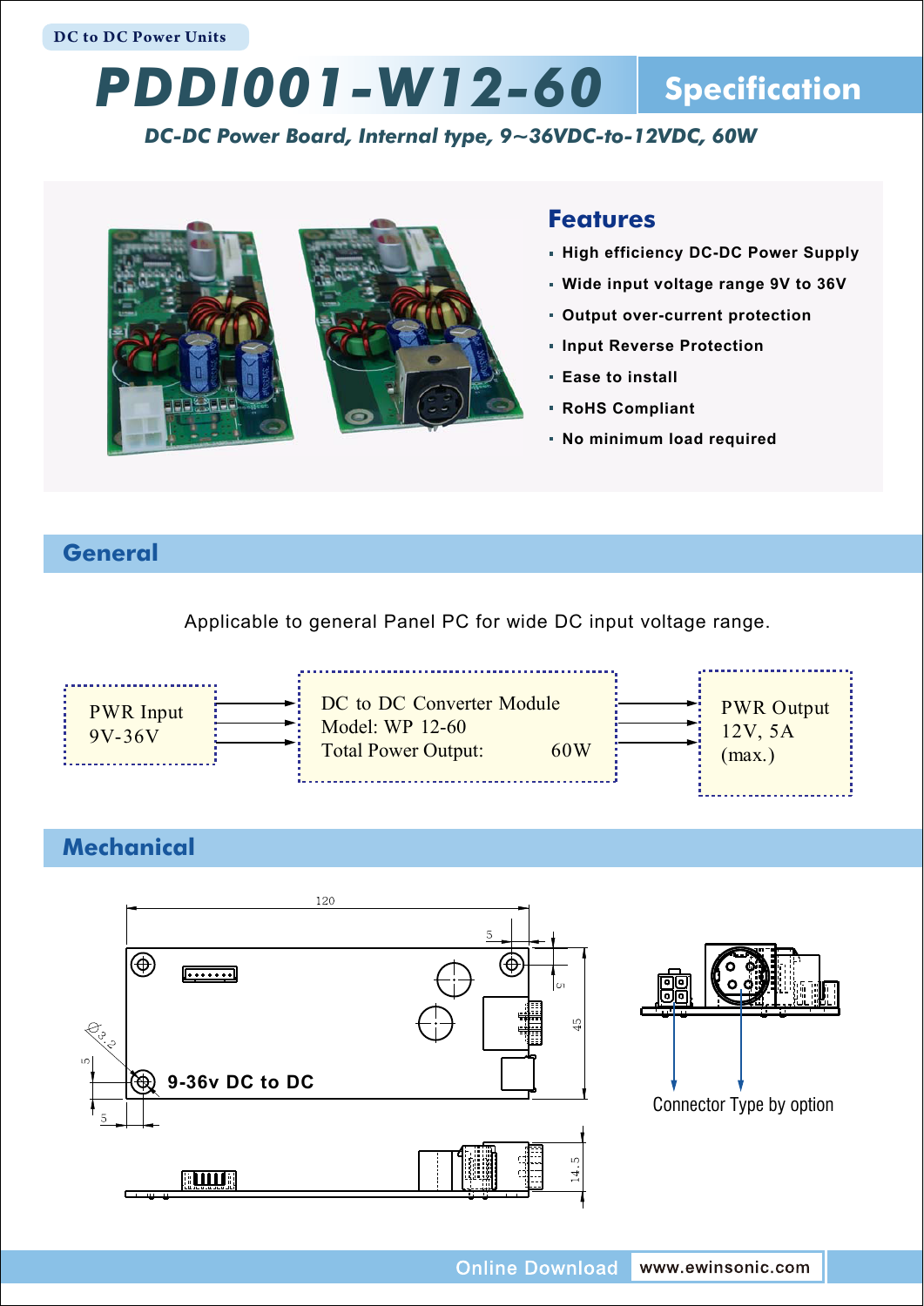DC to DC Power Units

# PDDI001-W12-60 Specification

*DC-DC Power Board, Internal type, 9~36VDC-to-12VDC, 60W*

## Features

- High efficiency DC-DC Power Supply
- Wide input voltage range 9V to 36V
- Output over-current protection
- Input Reverse Protection
- Ease to install
- RoHS Compliant
- No minimum load required

## General

Applicable to general Panel PC for wide DC input voltage range.

PWR Input
9V-36V

DC to DC Converter Module
Model: WP 12-60
Total Power Output: 60W

PWR Output
12V, 5A
(max.)

## Mechanical

120

5

5

45

Ø3.2

5

5

9-36v DC to DC

14.5

Connector Type by option

Online Download www.ewinsonic.com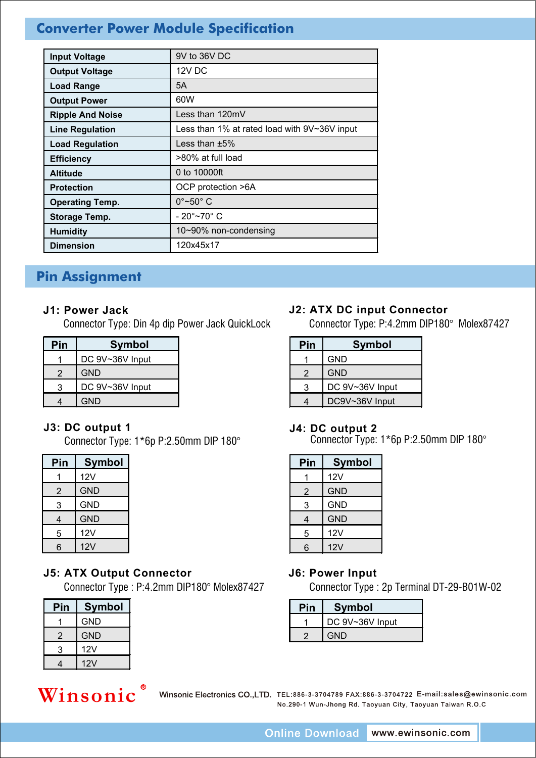## Converter Power Module Specification

| | |
|---|---|
| **Input Voltage** | 9V to 36V DC |
| **Output Voltage** | 12V DC |
| **Load Range** | 5A |
| **Output Power** | 60W |
| **Ripple And Noise** | Less than 120mV |
| **Line Regulation** | Less than 1% at rated load with 9V~36V input |
| **Load Regulation** | Less than ±5% |
| **Efficiency** | >80% at full load |
| **Altitude** | 0 to 10000ft |
| **Protection** | OCP protection >6A |
| **Operating Temp.** | 0°~50° C |
| **Storage Temp.** | - 20°~70° C |
| **Humidity** | 10~90% non-condensing |
| **Dimension** | 120x45x17 |

## Pin Assignment

### J1: Power Jack

Connector Type: Din 4p dip Power Jack QuickLock

| Pin | Symbol |
|---|---|
| 1 | DC 9V~36V Input |
| 2 | GND |
| 3 | DC 9V~36V Input |
| 4 | GND |

### J2: ATX DC input Connector

Connector Type: P:4.2mm DIP180° Molex87427

| Pin | Symbol |
|---|---|
| 1 | GND |
| 2 | GND |
| 3 | DC 9V~36V Input |
| 4 | DC9V~36V Input |

### J3: DC output 1

Connector Type: 1*6p P:2.50mm DIP 180°

| Pin | Symbol |
|---|---|
| 1 | 12V |
| 2 | GND |
| 3 | GND |
| 4 | GND |
| 5 | 12V |
| 6 | 12V |

### J4: DC output 2

Connector Type: 1*6p P:2.50mm DIP 180°

| Pin | Symbol |
|---|---|
| 1 | 12V |
| 2 | GND |
| 3 | GND |
| 4 | GND |
| 5 | 12V |
| 6 | 12V |

### J5: ATX Output Connector

Connector Type : P:4.2mm DIP180° Molex87427

| Pin | Symbol |
|---|---|
| 1 | GND |
| 2 | GND |
| 3 | 12V |
| 4 | 12V |

### J6: Power Input

Connector Type : 2p Terminal DT-29-B01W-02

| Pin | Symbol |
|---|---|
| 1 | DC 9V~36V Input |
| 2 | GND |

Winsonic®

Winsonic Electronics CO.,LTD. TEL:886-3-3704789 FAX:886-3-3704722 E-mail:sales@ewinsonic.com
No.290-1 Wun-Jhong Rd. Taoyuan City, Taoyuan Taiwan R.O.C

Online Download www.ewinsonic.com